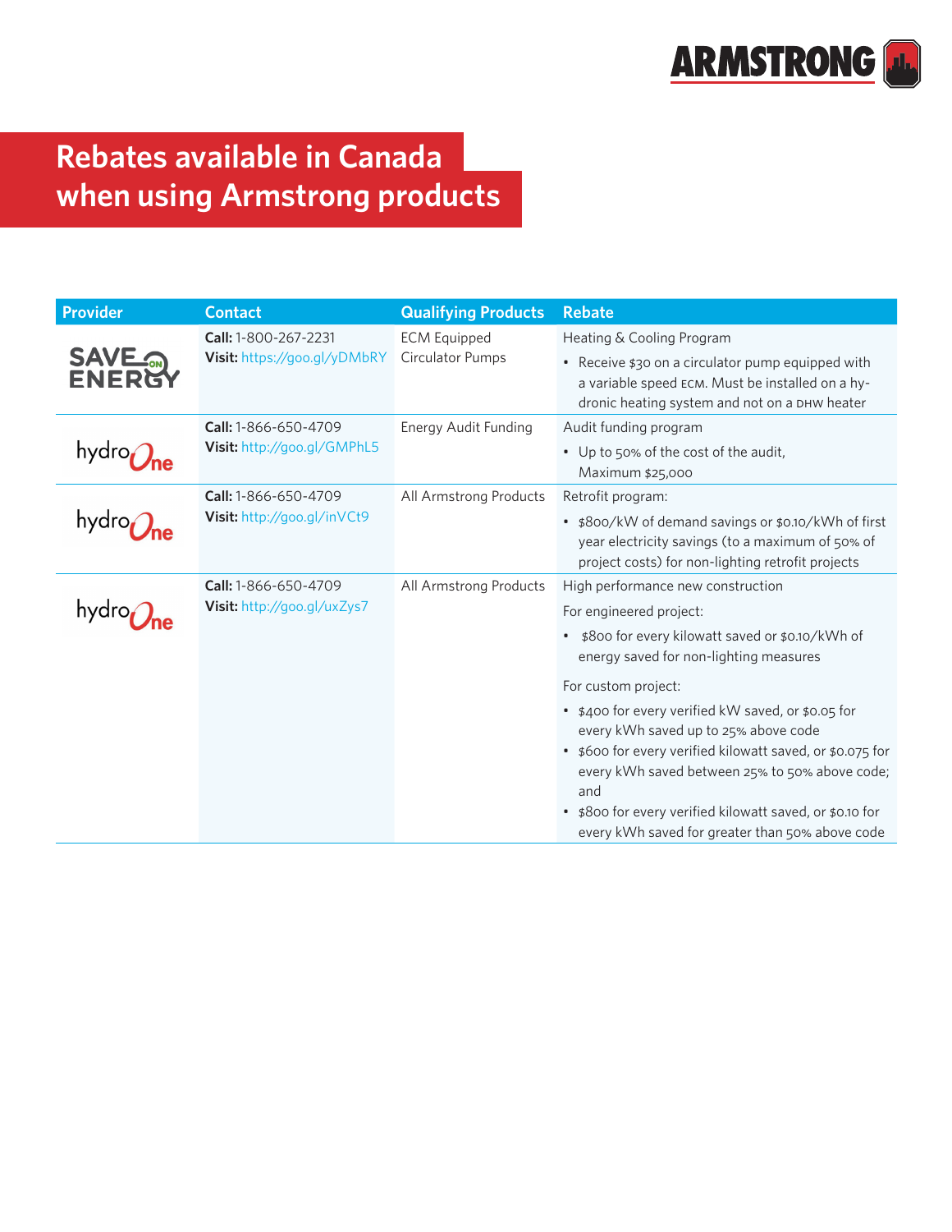# Rebates available in Canada when using Armstrong products

| Provider | Contact | Qualifying Products | Rebate |
|---|---|---|---|
| SAVE ON ENERGY | **Call:** 1-800-267-2231<br>**Visit:** https://goo.gl/yDMbRY | ECM Equipped Circulator Pumps | Heating & Cooling Program<br>• Receive $30 on a circulator pump equipped with a variable speed ECM. Must be installed on a hydronic heating system and not on a DHW heater |
| hydro One | **Call:** 1-866-650-4709<br>**Visit:** http://goo.gl/GMPhL5 | Energy Audit Funding | Audit funding program<br>• Up to 50% of the cost of the audit, Maximum $25,000 |
| hydro One | **Call:** 1-866-650-4709<br>**Visit:** http://goo.gl/inVCt9 | All Armstrong Products | Retrofit program:<br>• $800/kW of demand savings or $0.10/kWh of first year electricity savings (to a maximum of 50% of project costs) for non-lighting retrofit projects |
| hydro One | **Call:** 1-866-650-4709<br>**Visit:** http://goo.gl/uxZys7 | All Armstrong Products | High performance new construction<br>For engineered project:<br>• $800 for every kilowatt saved or $0.10/kWh of energy saved for non-lighting measures<br>For custom project:<br>• $400 for every verified kW saved, or $0.05 for every kWh saved up to 25% above code<br>• $600 for every verified kilowatt saved, or $0.075 for every kWh saved between 25% to 50% above code; and<br>• $800 for every verified kilowatt saved, or $0.10 for every kWh saved for greater than 50% above code |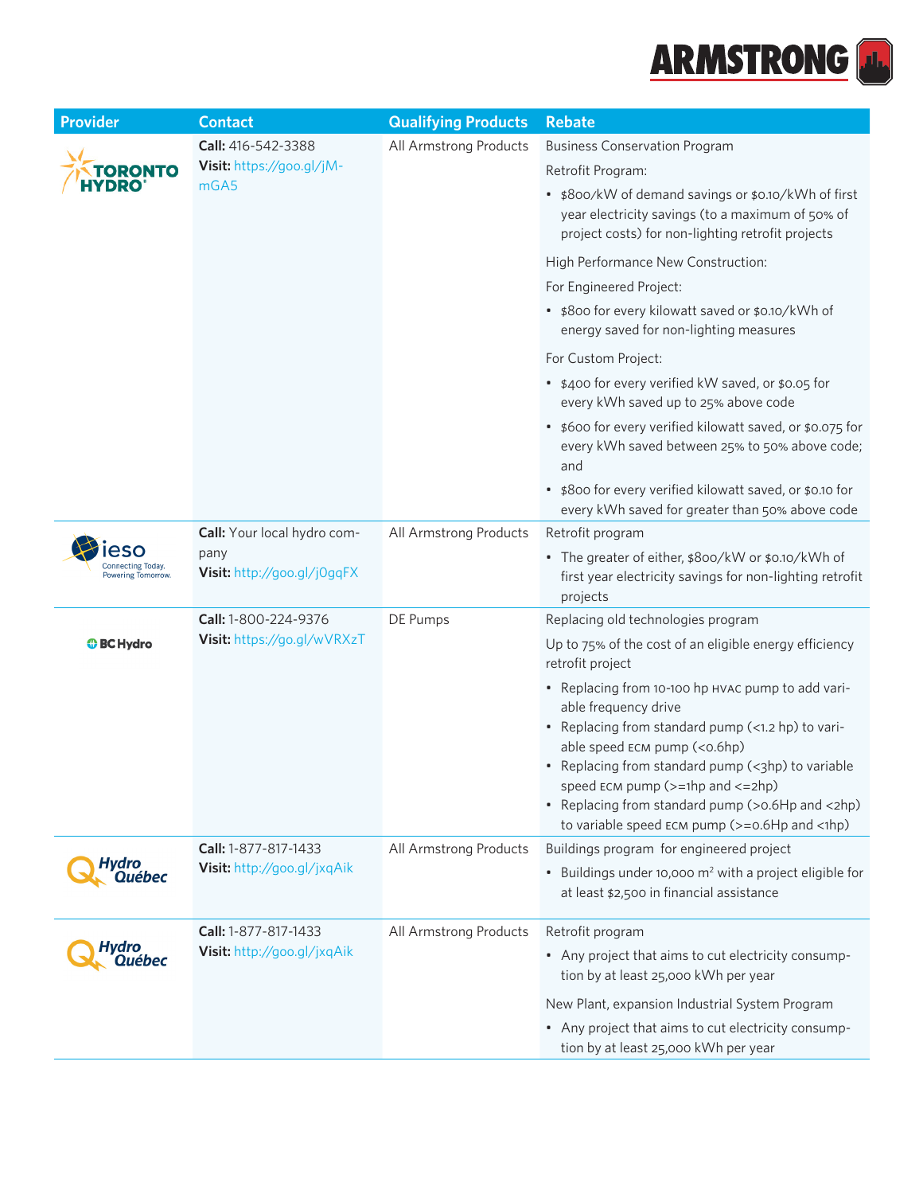| Provider | Contact | Qualifying Products | Rebate |
|---|---|---|---|
| Toronto Hydro | **Call:** 416-542-3388<br>**Visit:** https://goo.gl/jM-mGA5 | All Armstrong Products | Business Conservation Program<br>Retrofit Program:<br>• $800/kW of demand savings or $0.10/kWh of first year electricity savings (to a maximum of 50% of project costs) for non-lighting retrofit projects<br>High Performance New Construction:<br>For Engineered Project:<br>• $800 for every kilowatt saved or $0.10/kWh of energy saved for non-lighting measures<br>For Custom Project:<br>• $400 for every verified kW saved, or $0.05 for every kWh saved up to 25% above code<br>• $600 for every verified kilowatt saved, or $0.075 for every kWh saved between 25% to 50% above code; and<br>• $800 for every verified kilowatt saved, or $0.10 for every kWh saved for greater than 50% above code |
| ieso | **Call:** Your local hydro company<br>**Visit:** http://goo.gl/j0gqFX | All Armstrong Products | Retrofit program<br>• The greater of either, $800/kW or $0.10/kWh of first year electricity savings for non-lighting retrofit projects |
| BC Hydro | **Call:** 1-800-224-9376<br>**Visit:** https://go.gl/wVRXzT | DE Pumps | Replacing old technologies program<br>Up to 75% of the cost of an eligible energy efficiency retrofit project<br>• Replacing from 10-100 hp HVAC pump to add variable frequency drive<br>• Replacing from standard pump (<1.2 hp) to variable speed ECM pump (<0.6hp)<br>• Replacing from standard pump (<3hp) to variable speed ECM pump (>=1hp and <=2hp)<br>• Replacing from standard pump (>0.6Hp and <2hp) to variable speed ECM pump (>=0.6Hp and <1hp) |
| Hydro Québec | **Call:** 1-877-817-1433<br>**Visit:** http://goo.gl/jxqAik | All Armstrong Products | Buildings program for engineered project<br>• Buildings under 10,000 m² with a project eligible for at least $2,500 in financial assistance |
| Hydro Québec | **Call:** 1-877-817-1433<br>**Visit:** http://goo.gl/jxqAik | All Armstrong Products | Retrofit program<br>• Any project that aims to cut electricity consumption by at least 25,000 kWh per year<br>New Plant, expansion Industrial System Program<br>• Any project that aims to cut electricity consumption by at least 25,000 kWh per year |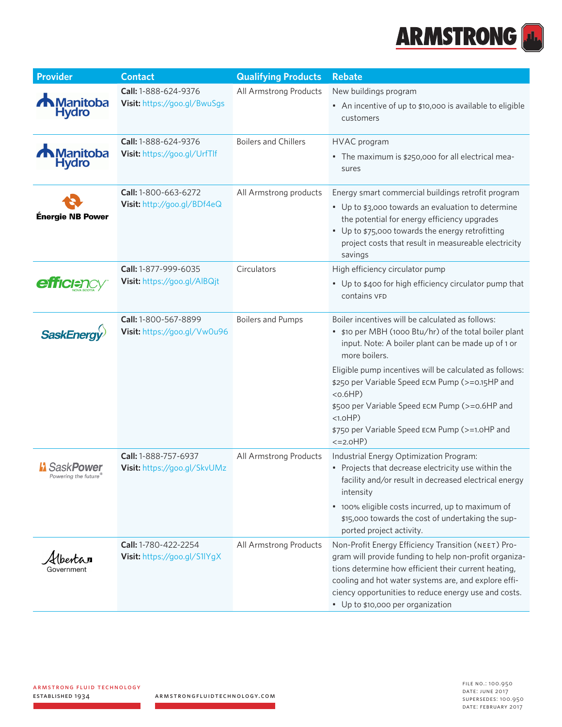| Provider | Contact | Qualifying Products | Rebate |
|---|---|---|---|
| Manitoba Hydro | **Call:** 1-888-624-9376<br>**Visit:** https://goo.gl/BwuSgs | All Armstrong Products | New buildings program<br>• An incentive of up to \$10,000 is available to eligible customers |
| Manitoba Hydro | **Call:** 1-888-624-9376<br>**Visit:** https://goo.gl/UrfTlf | Boilers and Chillers | HVAC program<br>• The maximum is \$250,000 for all electrical measures |
| Énergie NB Power | **Call:** 1-800-663-6272<br>**Visit:** http://goo.gl/BDf4eQ | All Armstrong products | Energy smart commercial buildings retrofit program<br>• Up to \$3,000 towards an evaluation to determine the potential for energy efficiency upgrades<br>• Up to \$75,000 towards the energy retrofitting project costs that result in measureable electricity savings |
| efficiency Nova Scotia | **Call:** 1-877-999-6035<br>**Visit:** https://goo.gl/AlBQjt | Circulators | High efficiency circulator pump<br>• Up to \$400 for high efficiency circulator pump that contains VFD |
| SaskEnergy | **Call:** 1-800-567-8899<br>**Visit:** https://goo.gl/Vw0u96 | Boilers and Pumps | Boiler incentives will be calculated as follows:<br>• \$10 per MBH (1000 Btu/hr) of the total boiler plant input. Note: A boiler plant can be made up of 1 or more boilers.<br>Eligible pump incentives will be calculated as follows:<br>\$250 per Variable Speed ECM Pump (>=0.15HP and <0.6HP)<br>\$500 per Variable Speed ECM Pump (>=0.6HP and <1.0HP)<br>\$750 per Variable Speed ECM Pump (>=1.0HP and <=2.0HP) |
| SaskPower Powering the future | **Call:** 1-888-757-6937<br>**Visit:** https://goo.gl/SkvUMz | All Armstrong Products | Industrial Energy Optimization Program:<br>• Projects that decrease electricity use within the facility and/or result in decreased electrical energy intensity<br>• 100% eligible costs incurred, up to maximum of \$15,000 towards the cost of undertaking the supported project activity. |
| Alberta Government | **Call:** 1-780-422-2254<br>**Visit:** https://goo.gl/S1lYgX | All Armstrong Products | Non-Profit Energy Efficiency Transition (NEET) Program will provide funding to help non-profit organizations determine how efficient their current heating, cooling and hot water systems are, and explore efficiency opportunities to reduce energy use and costs.<br>• Up to \$10,000 per organization |

ARMSTRONG FLUID TECHNOLOGY
ESTABLISHED 1934

ARMSTRONGFLUIDTECHNOLOGY.COM

FILE NO.: 100.950
DATE: JUNE 2017
SUPERSEDES: 100.950
DATE: FEBRUARY 2017